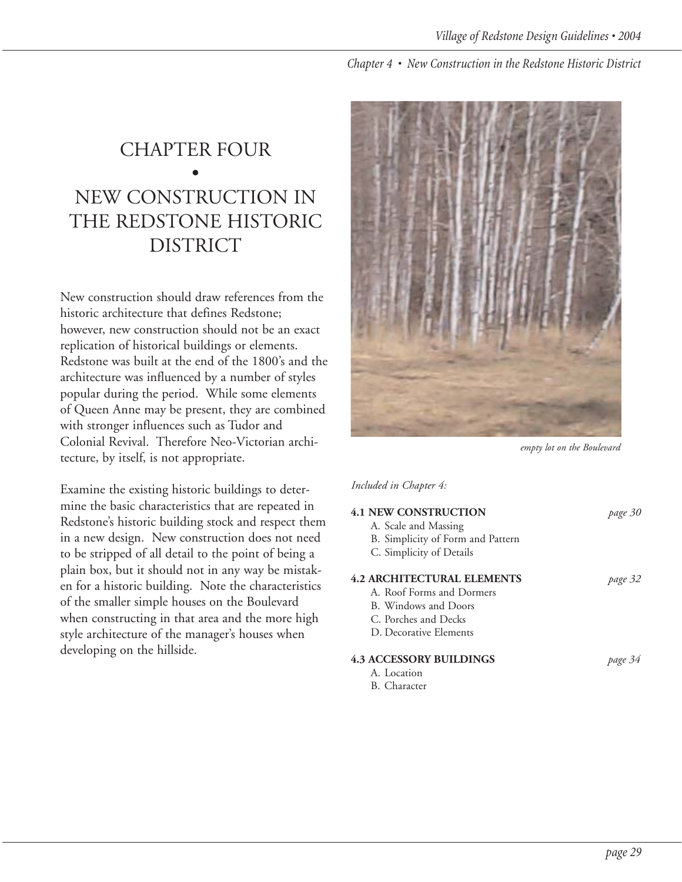# CHAPTER FOUR

# •

# NEW CONSTRUCTION IN THE REDSTONE HISTORIC DISTRICT

New construction should draw references from the historic architecture that defines Redstone; however, new construction should not be an exact replication of historical buildings or elements. Redstone was built at the end of the 1800's and the architecture was influenced by a number of styles popular during the period. While some elements of Queen Anne may be present, they are combined with stronger influences such as Tudor and Colonial Revival. Therefore Neo-Victorian architecture, by itself, is not appropriate.

Examine the existing historic buildings to determine the basic characteristics that are repeated in Redstone's historic building stock and respect them in a new design. New construction does not need to be stripped of all detail to the point of being a plain box, but it should not in any way be mistaken for a historic building. Note the characteristics of the smaller simple houses on the Boulevard when constructing in that area and the more high style architecture of the manager's houses when developing on the hillside.

*empty lot on the Boulevard*

*Included in Chapter 4:*

**4.1 NEW CONSTRUCTION** *page 30*
- A. Scale and Massing
- B. Simplicity of Form and Pattern
- C. Simplicity of Details

**4.2 ARCHITECTURAL ELEMENTS** *page 32*
- A. Roof Forms and Dormers
- B. Windows and Doors
- C. Porches and Decks
- D. Decorative Elements

**4.3 ACCESSORY BUILDINGS** *page 34*
- A. Location
- B. Character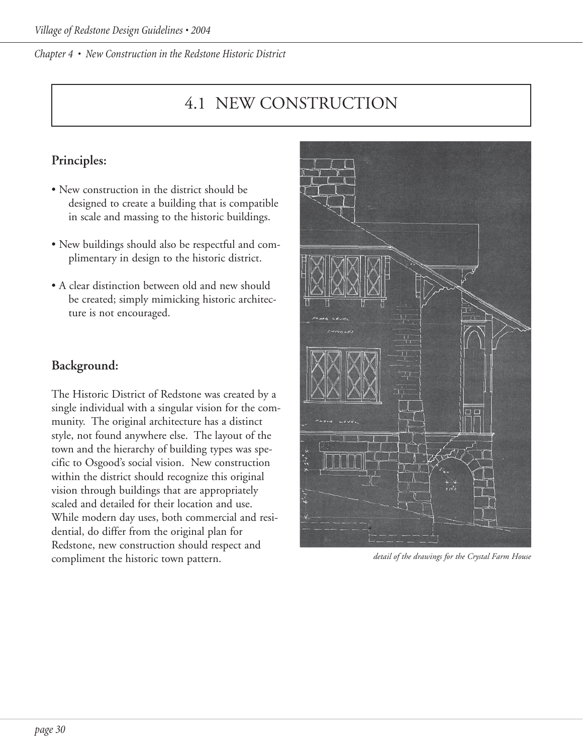# 4.1 NEW CONSTRUCTION

## Principles:

- New construction in the district should be designed to create a building that is compatible in scale and massing to the historic buildings.
- New buildings should also be respectful and complimentary in design to the historic district.
- A clear distinction between old and new should be created; simply mimicking historic architecture is not encouraged.

## Background:

The Historic District of Redstone was created by a single individual with a singular vision for the community. The original architecture has a distinct style, not found anywhere else. The layout of the town and the hierarchy of building types was specific to Osgood's social vision. New construction within the district should recognize this original vision through buildings that are appropriately scaled and detailed for their location and use. While modern day uses, both commercial and residential, do differ from the original plan for Redstone, new construction should respect and compliment the historic town pattern.

*detail of the drawings for the Crystal Farm House*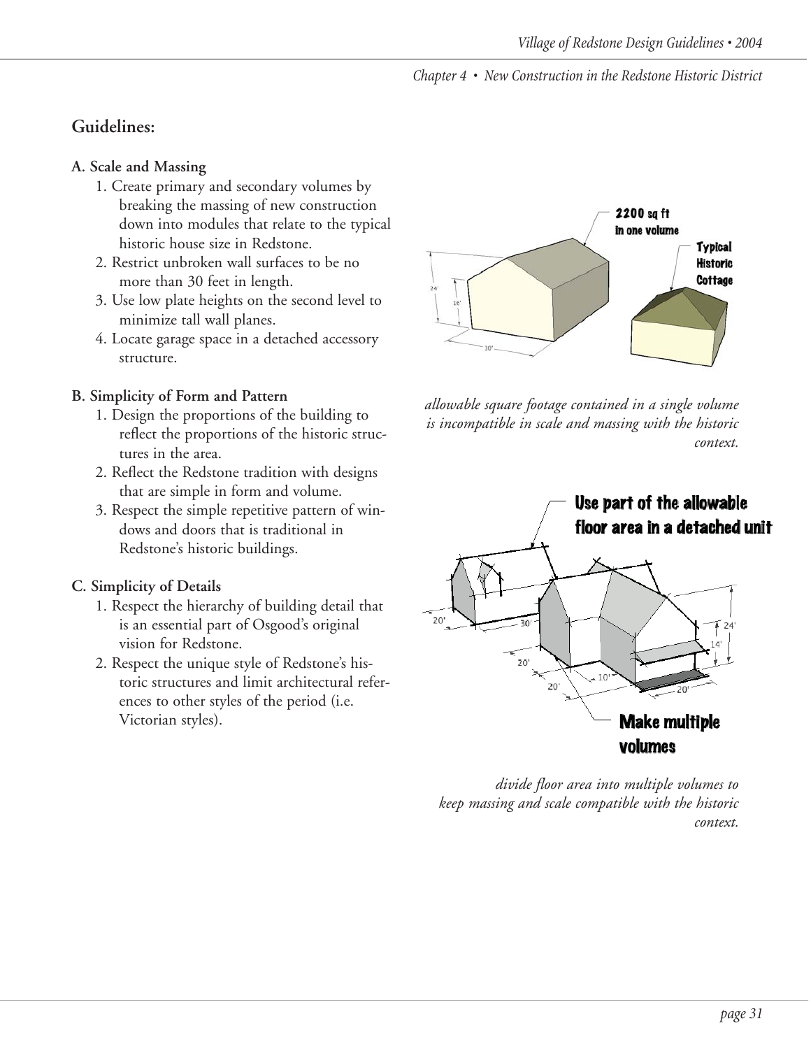## Guidelines:

### A. Scale and Massing

1. Create primary and secondary volumes by breaking the massing of new construction down into modules that relate to the typical historic house size in Redstone.
2. Restrict unbroken wall surfaces to be no more than 30 feet in length.
3. Use low plate heights on the second level to minimize tall wall planes.
4. Locate garage space in a detached accessory structure.

### B. Simplicity of Form and Pattern

1. Design the proportions of the building to reflect the proportions of the historic structures in the area.
2. Reflect the Redstone tradition with designs that are simple in form and volume.
3. Respect the simple repetitive pattern of windows and doors that is traditional in Redstone's historic buildings.

### C. Simplicity of Details

1. Respect the hierarchy of building detail that is an essential part of Osgood's original vision for Redstone.
2. Respect the unique style of Redstone's historic structures and limit architectural references to other styles of the period (i.e. Victorian styles).

*allowable square footage contained in a single volume is incompatible in scale and massing with the historic context.*

*divide floor area into multiple volumes to keep massing and scale compatible with the historic context.*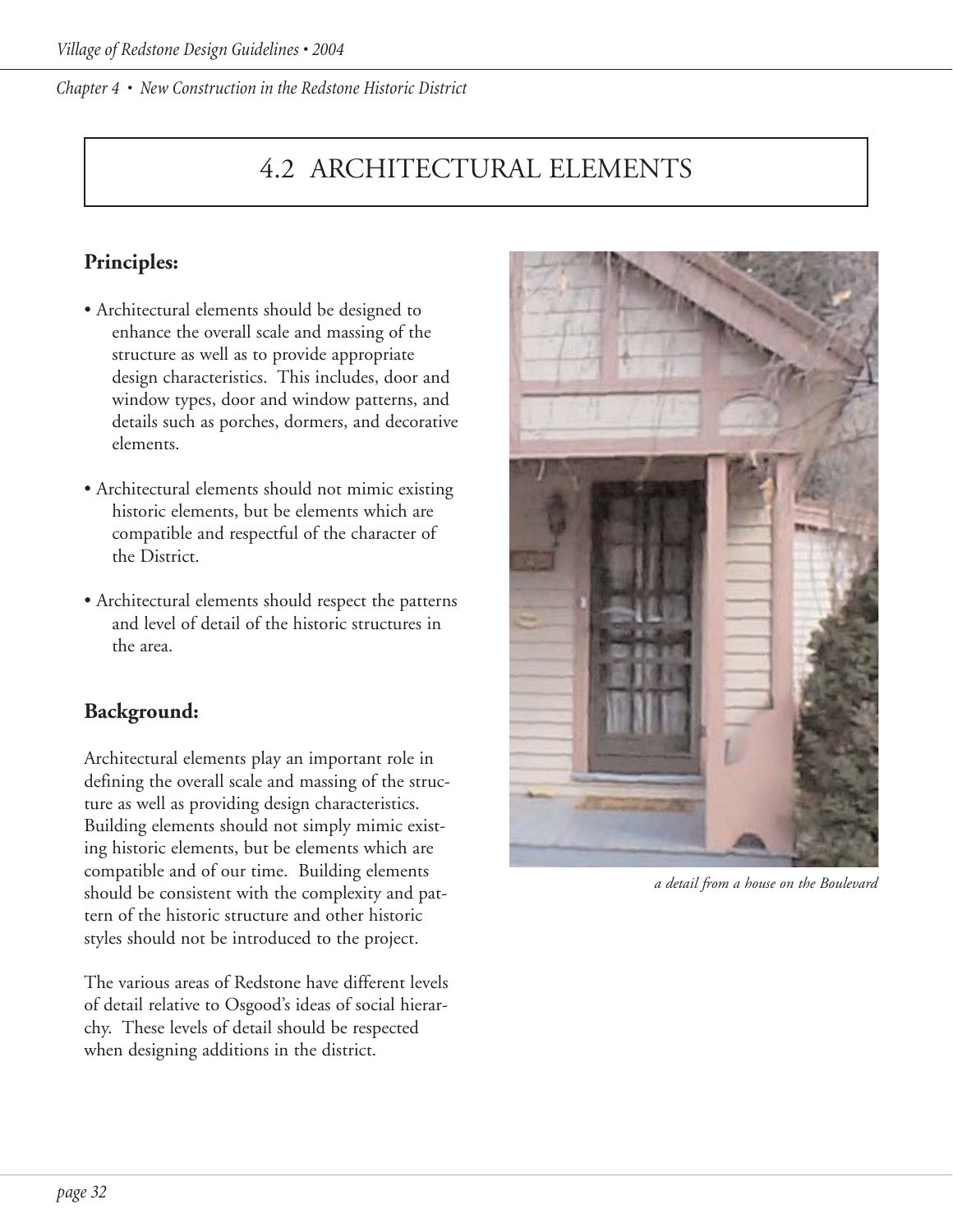# 4.2 ARCHITECTURAL ELEMENTS

## Principles:

- Architectural elements should be designed to enhance the overall scale and massing of the structure as well as to provide appropriate design characteristics. This includes, door and window types, door and window patterns, and details such as porches, dormers, and decorative elements.
- Architectural elements should not mimic existing historic elements, but be elements which are compatible and respectful of the character of the District.
- Architectural elements should respect the patterns and level of detail of the historic structures in the area.

## Background:

Architectural elements play an important role in defining the overall scale and massing of the structure as well as providing design characteristics. Building elements should not simply mimic existing historic elements, but be elements which are compatible and of our time. Building elements should be consistent with the complexity and pattern of the historic structure and other historic styles should not be introduced to the project.

The various areas of Redstone have different levels of detail relative to Osgood's ideas of social hierarchy. These levels of detail should be respected when designing additions in the district.

*a detail from a house on the Boulevard*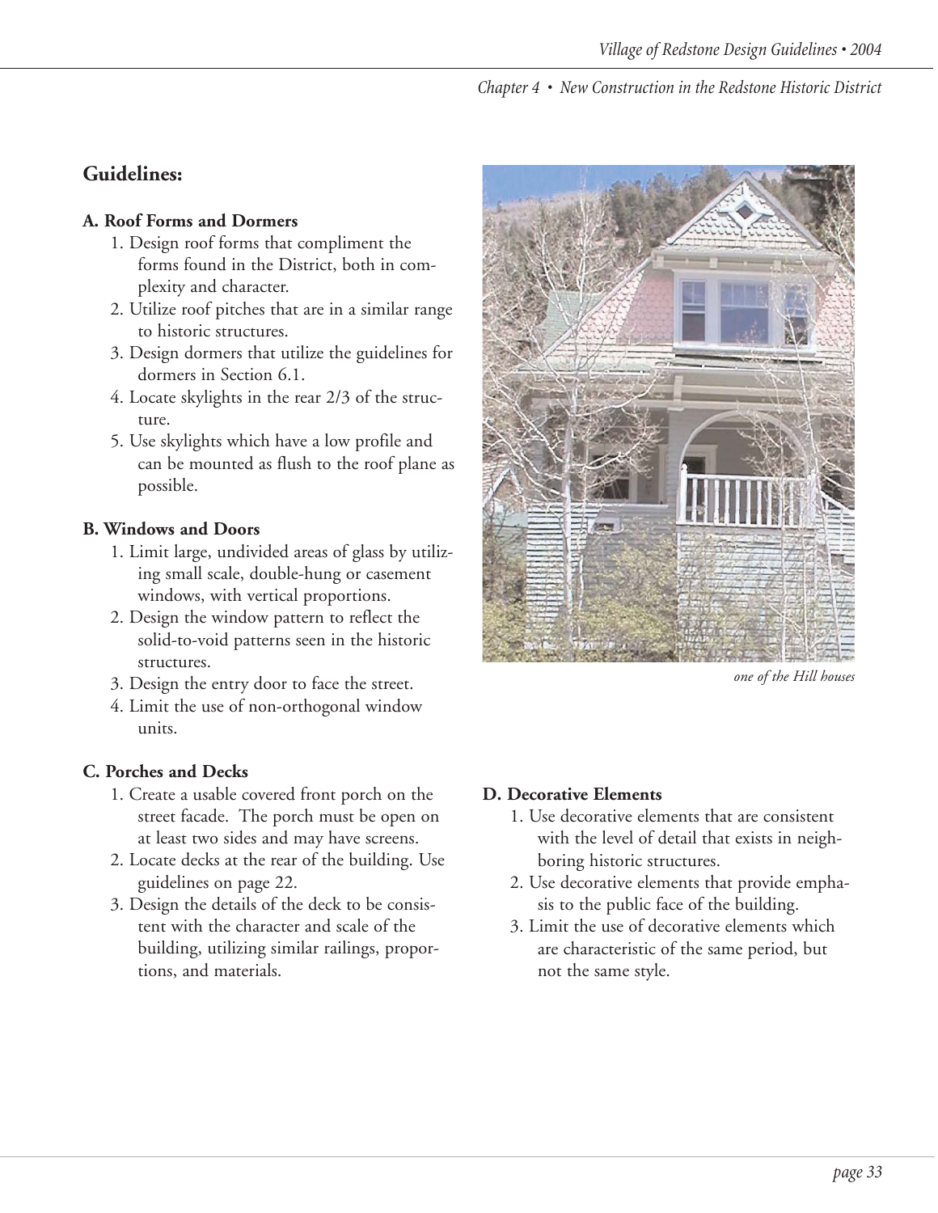## Guidelines:

### A. Roof Forms and Dormers

1. Design roof forms that compliment the forms found in the District, both in complexity and character.
2. Utilize roof pitches that are in a similar range to historic structures.
3. Design dormers that utilize the guidelines for dormers in Section 6.1.
4. Locate skylights in the rear 2/3 of the structure.
5. Use skylights which have a low profile and can be mounted as flush to the roof plane as possible.

### B. Windows and Doors

1. Limit large, undivided areas of glass by utilizing small scale, double-hung or casement windows, with vertical proportions.
2. Design the window pattern to reflect the solid-to-void patterns seen in the historic structures.
3. Design the entry door to face the street.
4. Limit the use of non-orthogonal window units.

### C. Porches and Decks

1. Create a usable covered front porch on the street facade. The porch must be open on at least two sides and may have screens.
2. Locate decks at the rear of the building. Use guidelines on page 22.
3. Design the details of the deck to be consistent with the character and scale of the building, utilizing similar railings, proportions, and materials.

*one of the Hill houses*

### D. Decorative Elements

1. Use decorative elements that are consistent with the level of detail that exists in neighboring historic structures.
2. Use decorative elements that provide emphasis to the public face of the building.
3. Limit the use of decorative elements which are characteristic of the same period, but not the same style.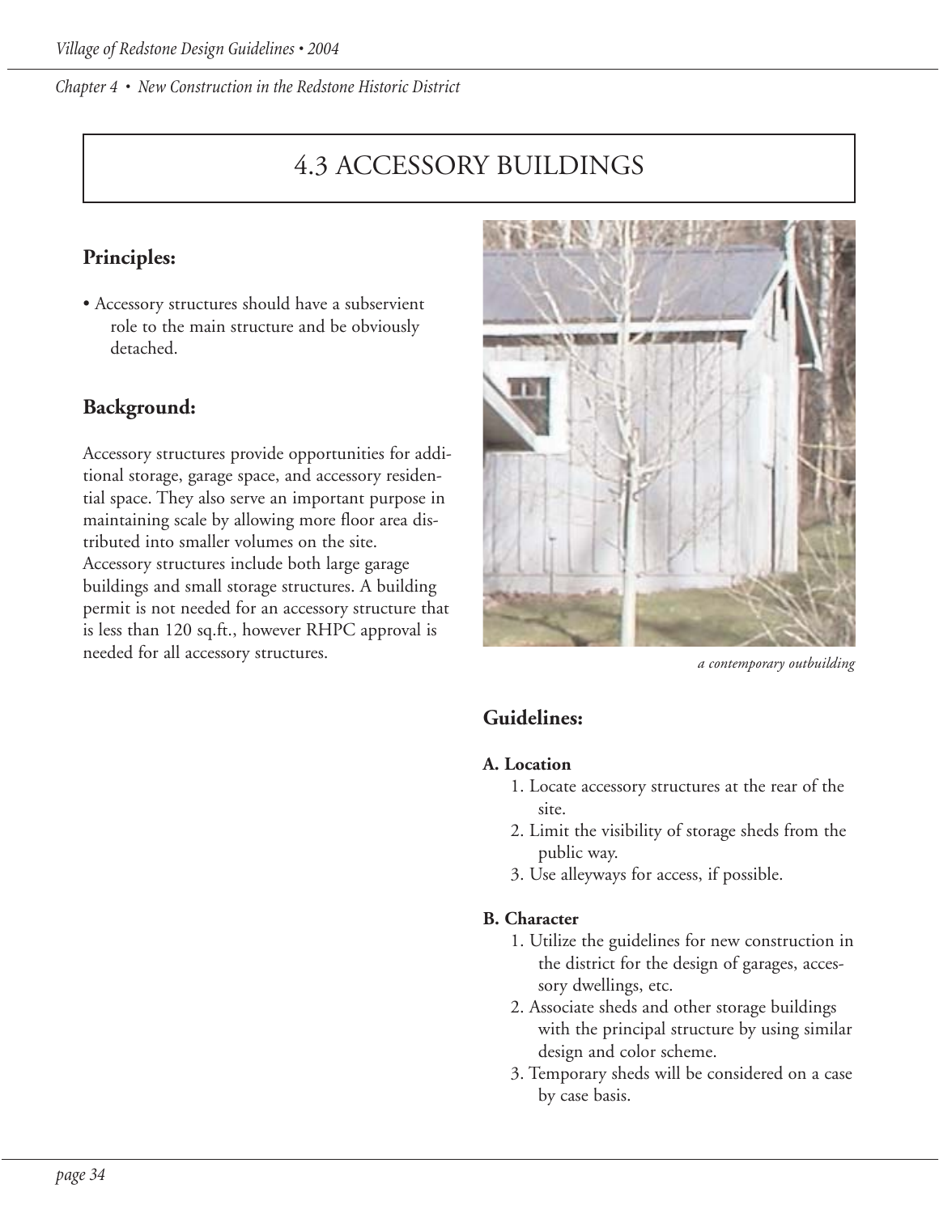# 4.3 ACCESSORY BUILDINGS

## Principles:

- Accessory structures should have a subservient role to the main structure and be obviously detached.

## Background:

Accessory structures provide opportunities for additional storage, garage space, and accessory residential space. They also serve an important purpose in maintaining scale by allowing more floor area distributed into smaller volumes on the site. Accessory structures include both large garage buildings and small storage structures. A building permit is not needed for an accessory structure that is less than 120 sq.ft., however RHPC approval is needed for all accessory structures.

*a contemporary outbuilding*

## Guidelines:

**A. Location**

1. Locate accessory structures at the rear of the site.
2. Limit the visibility of storage sheds from the public way.
3. Use alleyways for access, if possible.

**B. Character**

1. Utilize the guidelines for new construction in the district for the design of garages, accessory dwellings, etc.
2. Associate sheds and other storage buildings with the principal structure by using similar design and color scheme.
3. Temporary sheds will be considered on a case by case basis.